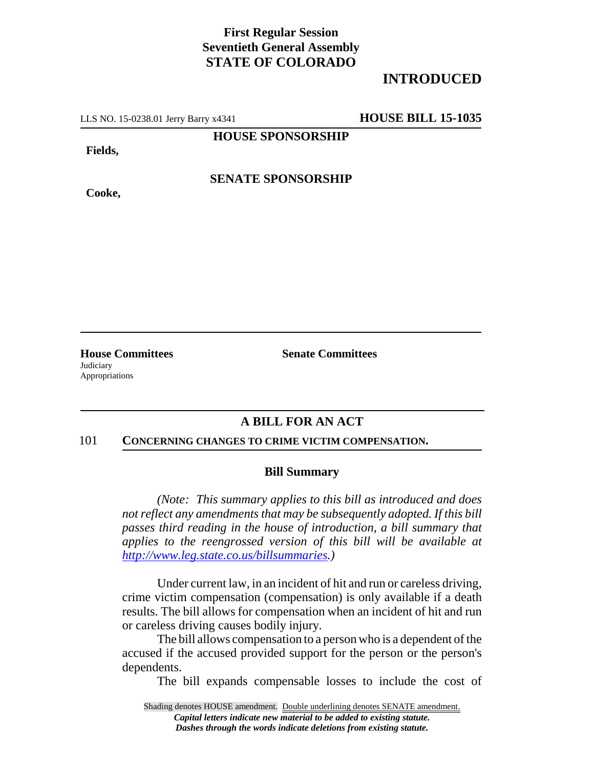**First Regular Session**
**Seventieth General Assembly**
**STATE OF COLORADO**

## INTRODUCTED

LLS NO. 15-0238.01 Jerry Barry x4341 **HOUSE BILL 15-1035**

**HOUSE SPONSORSHIP**

**Fields,**

**SENATE SPONSORSHIP**

**Cooke,**

**House Committees**
Judiciary
Appropriations

**Senate Committees**

## A BILL FOR AN ACT

101 **CONCERNING CHANGES TO CRIME VICTIM COMPENSATION.**

### Bill Summary

*(Note: This summary applies to this bill as introduced and does not reflect any amendments that may be subsequently adopted. If this bill passes third reading in the house of introduction, a bill summary that applies to the reengrossed version of this bill will be available at http://www.leg.state.co.us/billsummaries.)*

Under current law, in an incident of hit and run or careless driving, crime victim compensation (compensation) is only available if a death results. The bill allows for compensation when an incident of hit and run or careless driving causes bodily injury.

The bill allows compensation to a person who is a dependent of the accused if the accused provided support for the person or the person's dependents.

The bill expands compensable losses to include the cost of

Shading denotes HOUSE amendment. Double underlining denotes SENATE amendment.
*Capital letters indicate new material to be added to existing statute.*
*Dashes through the words indicate deletions from existing statute.*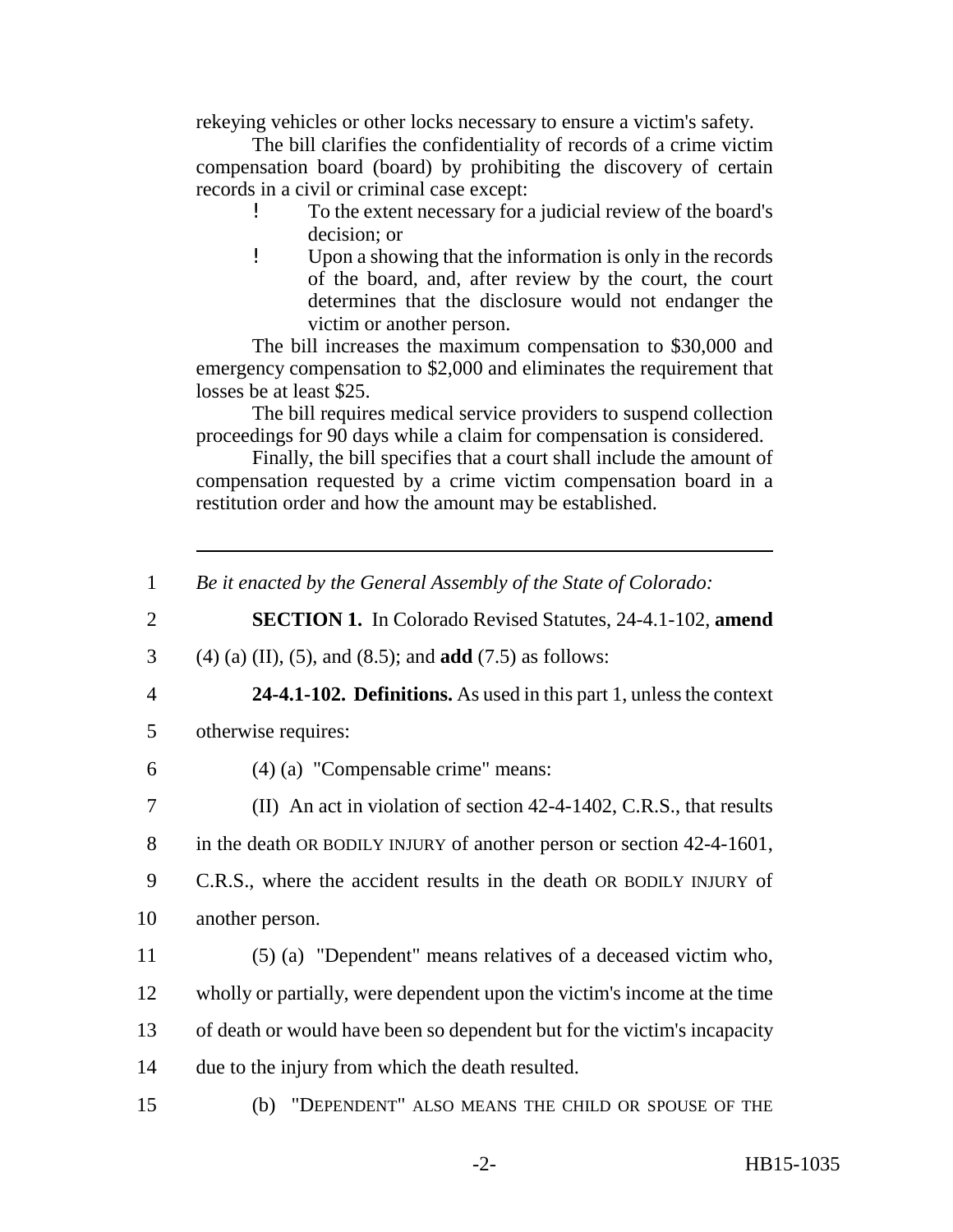rekeying vehicles or other locks necessary to ensure a victim's safety.

The bill clarifies the confidentiality of records of a crime victim compensation board (board) by prohibiting the discovery of certain records in a civil or criminal case except:

- To the extent necessary for a judicial review of the board's decision; or
- Upon a showing that the information is only in the records of the board, and, after review by the court, the court determines that the disclosure would not endanger the victim or another person.

The bill increases the maximum compensation to $30,000 and emergency compensation to $2,000 and eliminates the requirement that losses be at least $25.

The bill requires medical service providers to suspend collection proceedings for 90 days while a claim for compensation is considered.

Finally, the bill specifies that a court shall include the amount of compensation requested by a crime victim compensation board in a restitution order and how the amount may be established.

---

1 *Be it enacted by the General Assembly of the State of Colorado:*

2 **SECTION 1.** In Colorado Revised Statutes, 24-4.1-102, **amend**

3 (4) (a) (II), (5), and (8.5); and **add** (7.5) as follows:

4 **24-4.1-102. Definitions.** As used in this part 1, unless the context

5 otherwise requires:

6 (4) (a) "Compensable crime" means:

7 (II) An act in violation of section 42-4-1402, C.R.S., that results

8 in the death OR BODILY INJURY of another person or section 42-4-1601,

9 C.R.S., where the accident results in the death OR BODILY INJURY of

10 another person.

11 (5) (a) "Dependent" means relatives of a deceased victim who,

12 wholly or partially, were dependent upon the victim's income at the time

13 of death or would have been so dependent but for the victim's incapacity

14 due to the injury from which the death resulted.

15 (b) "DEPENDENT" ALSO MEANS THE CHILD OR SPOUSE OF THE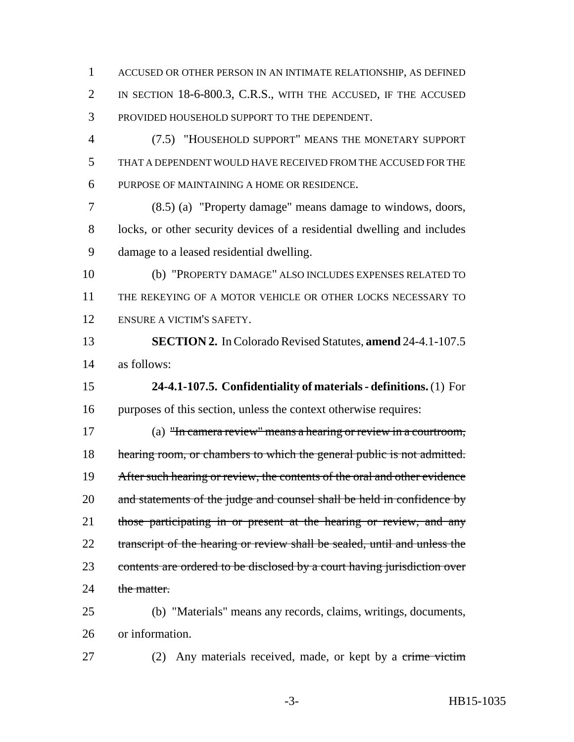ACCUSED OR OTHER PERSON IN AN INTIMATE RELATIONSHIP, AS DEFINED IN SECTION 18-6-800.3, C.R.S., WITH THE ACCUSED, IF THE ACCUSED PROVIDED HOUSEHOLD SUPPORT TO THE DEPENDENT.

(7.5) "HOUSEHOLD SUPPORT" MEANS THE MONETARY SUPPORT THAT A DEPENDENT WOULD HAVE RECEIVED FROM THE ACCUSED FOR THE PURPOSE OF MAINTAINING A HOME OR RESIDENCE.

(8.5) (a) "Property damage" means damage to windows, doors, locks, or other security devices of a residential dwelling and includes damage to a leased residential dwelling.

(b) "PROPERTY DAMAGE" ALSO INCLUDES EXPENSES RELATED TO THE REKEYING OF A MOTOR VEHICLE OR OTHER LOCKS NECESSARY TO ENSURE A VICTIM'S SAFETY.

**SECTION 2.** In Colorado Revised Statutes, **amend** 24-4.1-107.5 as follows:

**24-4.1-107.5. Confidentiality of materials - definitions.** (1) For purposes of this section, unless the context otherwise requires:

(a) ~~"In camera review" means a hearing or review in a courtroom, hearing room, or chambers to which the general public is not admitted. After such hearing or review, the contents of the oral and other evidence and statements of the judge and counsel shall be held in confidence by those participating in or present at the hearing or review, and any transcript of the hearing or review shall be sealed, until and unless the contents are ordered to be disclosed by a court having jurisdiction over the matter.~~

(b) "Materials" means any records, claims, writings, documents, or information.

(2) Any materials received, made, or kept by a ~~crime victim~~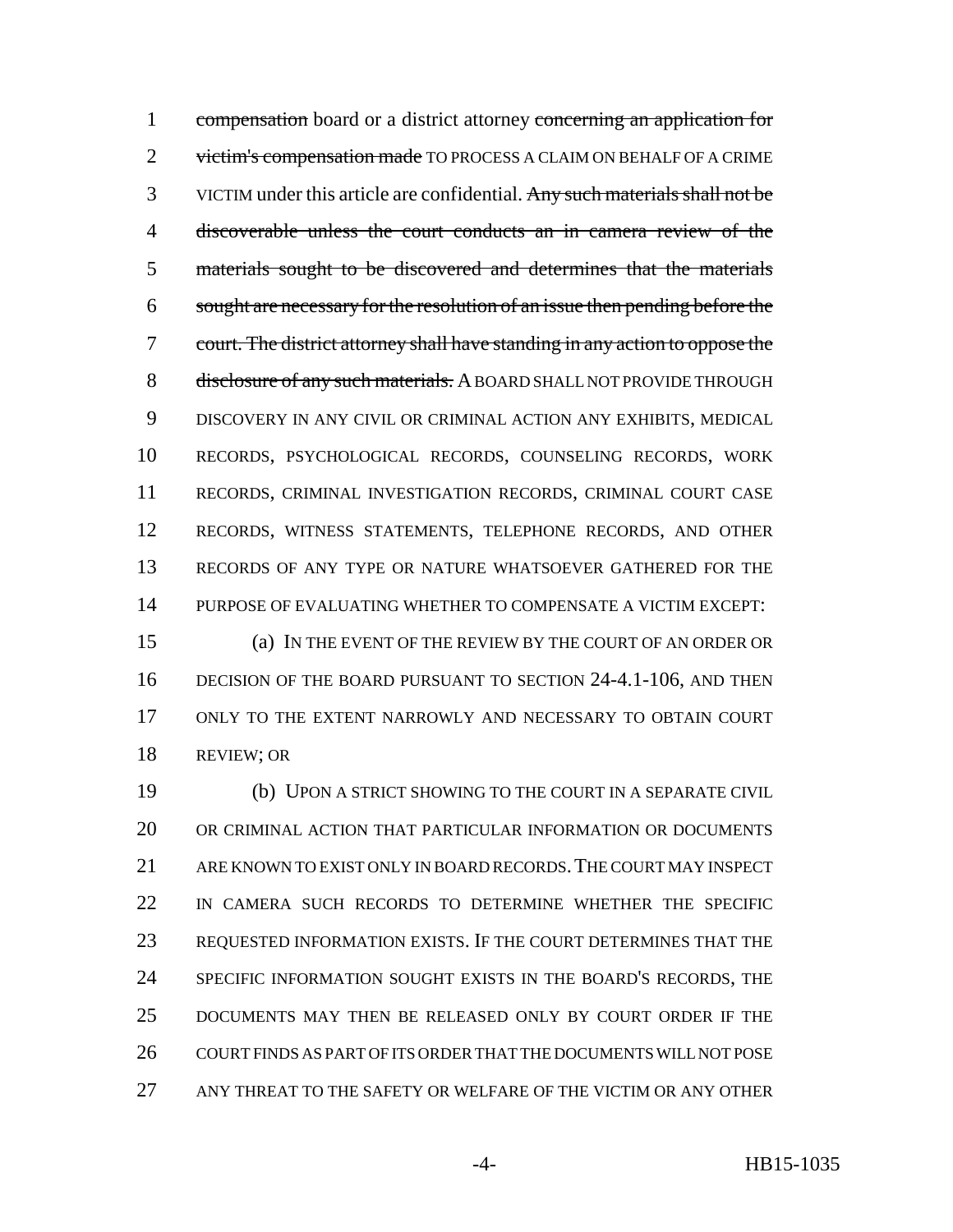compensation board or a district attorney concerning an application for victim's compensation made TO PROCESS A CLAIM ON BEHALF OF A CRIME VICTIM under this article are confidential. Any such materials shall not be discoverable unless the court conducts an in camera review of the materials sought to be discovered and determines that the materials sought are necessary for the resolution of an issue then pending before the court. The district attorney shall have standing in any action to oppose the disclosure of any such materials. A BOARD SHALL NOT PROVIDE THROUGH DISCOVERY IN ANY CIVIL OR CRIMINAL ACTION ANY EXHIBITS, MEDICAL RECORDS, PSYCHOLOGICAL RECORDS, COUNSELING RECORDS, WORK RECORDS, CRIMINAL INVESTIGATION RECORDS, CRIMINAL COURT CASE RECORDS, WITNESS STATEMENTS, TELEPHONE RECORDS, AND OTHER RECORDS OF ANY TYPE OR NATURE WHATSOEVER GATHERED FOR THE PURPOSE OF EVALUATING WHETHER TO COMPENSATE A VICTIM EXCEPT:

(a) IN THE EVENT OF THE REVIEW BY THE COURT OF AN ORDER OR DECISION OF THE BOARD PURSUANT TO SECTION 24-4.1-106, AND THEN ONLY TO THE EXTENT NARROWLY AND NECESSARY TO OBTAIN COURT REVIEW; OR

(b) UPON A STRICT SHOWING TO THE COURT IN A SEPARATE CIVIL OR CRIMINAL ACTION THAT PARTICULAR INFORMATION OR DOCUMENTS ARE KNOWN TO EXIST ONLY IN BOARD RECORDS. THE COURT MAY INSPECT IN CAMERA SUCH RECORDS TO DETERMINE WHETHER THE SPECIFIC REQUESTED INFORMATION EXISTS. IF THE COURT DETERMINES THAT THE SPECIFIC INFORMATION SOUGHT EXISTS IN THE BOARD'S RECORDS, THE DOCUMENTS MAY THEN BE RELEASED ONLY BY COURT ORDER IF THE COURT FINDS AS PART OF ITS ORDER THAT THE DOCUMENTS WILL NOT POSE ANY THREAT TO THE SAFETY OR WELFARE OF THE VICTIM OR ANY OTHER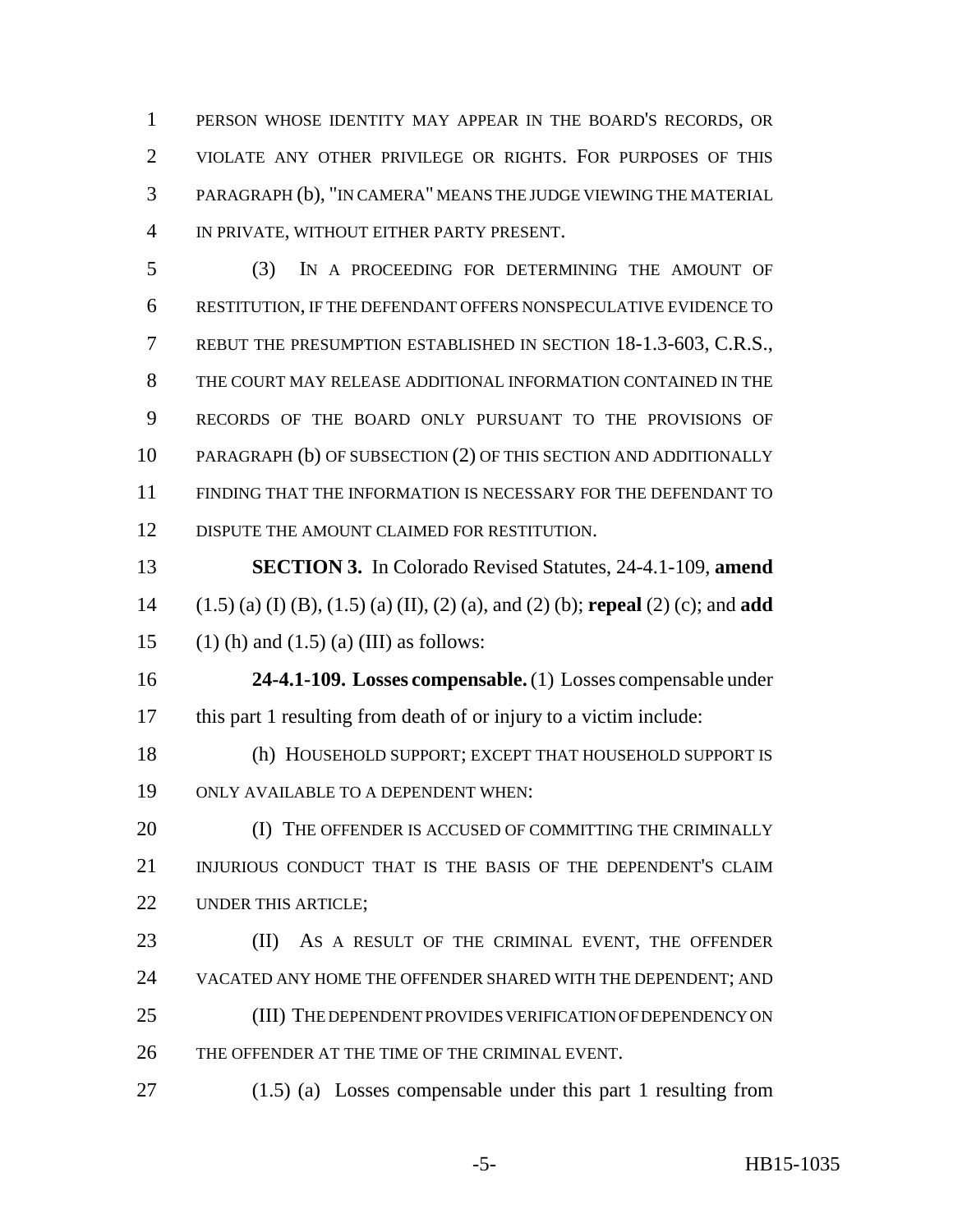PERSON WHOSE IDENTITY MAY APPEAR IN THE BOARD'S RECORDS, OR VIOLATE ANY OTHER PRIVILEGE OR RIGHTS. FOR PURPOSES OF THIS PARAGRAPH (b), "IN CAMERA" MEANS THE JUDGE VIEWING THE MATERIAL IN PRIVATE, WITHOUT EITHER PARTY PRESENT.

(3) IN A PROCEEDING FOR DETERMINING THE AMOUNT OF RESTITUTION, IF THE DEFENDANT OFFERS NONSPECULATIVE EVIDENCE TO REBUT THE PRESUMPTION ESTABLISHED IN SECTION 18-1.3-603, C.R.S., THE COURT MAY RELEASE ADDITIONAL INFORMATION CONTAINED IN THE RECORDS OF THE BOARD ONLY PURSUANT TO THE PROVISIONS OF PARAGRAPH (b) OF SUBSECTION (2) OF THIS SECTION AND ADDITIONALLY FINDING THAT THE INFORMATION IS NECESSARY FOR THE DEFENDANT TO DISPUTE THE AMOUNT CLAIMED FOR RESTITUTION.

**SECTION 3.** In Colorado Revised Statutes, 24-4.1-109, **amend** (1.5) (a) (I) (B), (1.5) (a) (II), (2) (a), and (2) (b); **repeal** (2) (c); and **add** (1) (h) and (1.5) (a) (III) as follows:

**24-4.1-109. Losses compensable.** (1) Losses compensable under this part 1 resulting from death of or injury to a victim include:

(h) HOUSEHOLD SUPPORT; EXCEPT THAT HOUSEHOLD SUPPORT IS ONLY AVAILABLE TO A DEPENDENT WHEN:

(I) THE OFFENDER IS ACCUSED OF COMMITTING THE CRIMINALLY INJURIOUS CONDUCT THAT IS THE BASIS OF THE DEPENDENT'S CLAIM UNDER THIS ARTICLE;

(II) AS A RESULT OF THE CRIMINAL EVENT, THE OFFENDER VACATED ANY HOME THE OFFENDER SHARED WITH THE DEPENDENT; AND

(III) THE DEPENDENT PROVIDES VERIFICATION OF DEPENDENCY ON THE OFFENDER AT THE TIME OF THE CRIMINAL EVENT.

(1.5) (a) Losses compensable under this part 1 resulting from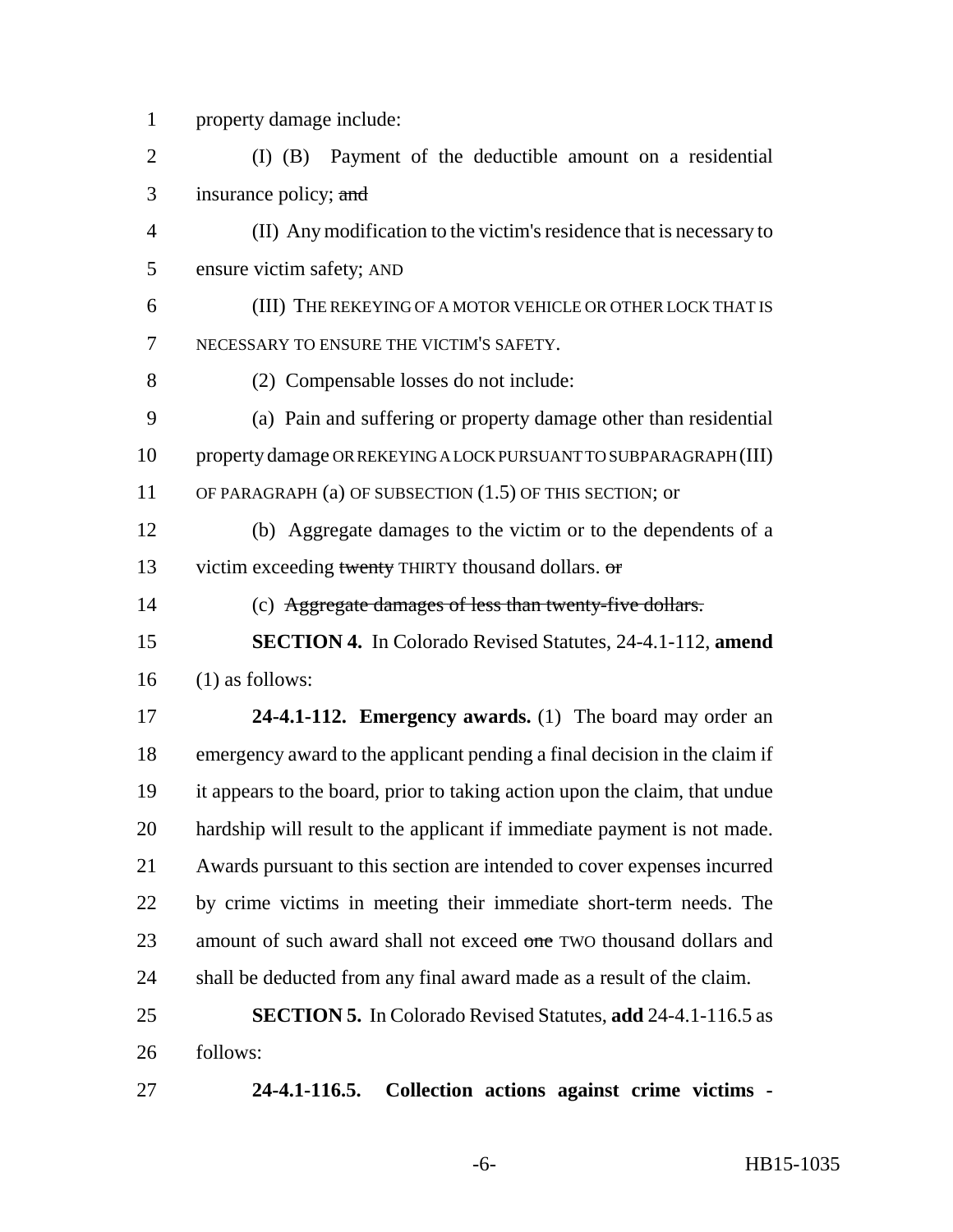property damage include:

(I) (B) Payment of the deductible amount on a residential insurance policy; ~~and~~

(II) Any modification to the victim's residence that is necessary to ensure victim safety; AND

(III) THE REKEYING OF A MOTOR VEHICLE OR OTHER LOCK THAT IS NECESSARY TO ENSURE THE VICTIM'S SAFETY.

(2) Compensable losses do not include:

(a) Pain and suffering or property damage other than residential property damage OR REKEYING A LOCK PURSUANT TO SUBPARAGRAPH (III) OF PARAGRAPH (a) OF SUBSECTION (1.5) OF THIS SECTION; or

(b) Aggregate damages to the victim or to the dependents of a victim exceeding ~~twenty~~ THIRTY thousand dollars. ~~or~~

(c) ~~Aggregate damages of less than twenty-five dollars.~~

**SECTION 4.** In Colorado Revised Statutes, 24-4.1-112, **amend** (1) as follows:

**24-4.1-112. Emergency awards.** (1) The board may order an emergency award to the applicant pending a final decision in the claim if it appears to the board, prior to taking action upon the claim, that undue hardship will result to the applicant if immediate payment is not made. Awards pursuant to this section are intended to cover expenses incurred by crime victims in meeting their immediate short-term needs. The amount of such award shall not exceed ~~one~~ TWO thousand dollars and shall be deducted from any final award made as a result of the claim.

**SECTION 5.** In Colorado Revised Statutes, **add** 24-4.1-116.5 as follows:

**24-4.1-116.5. Collection actions against crime victims -**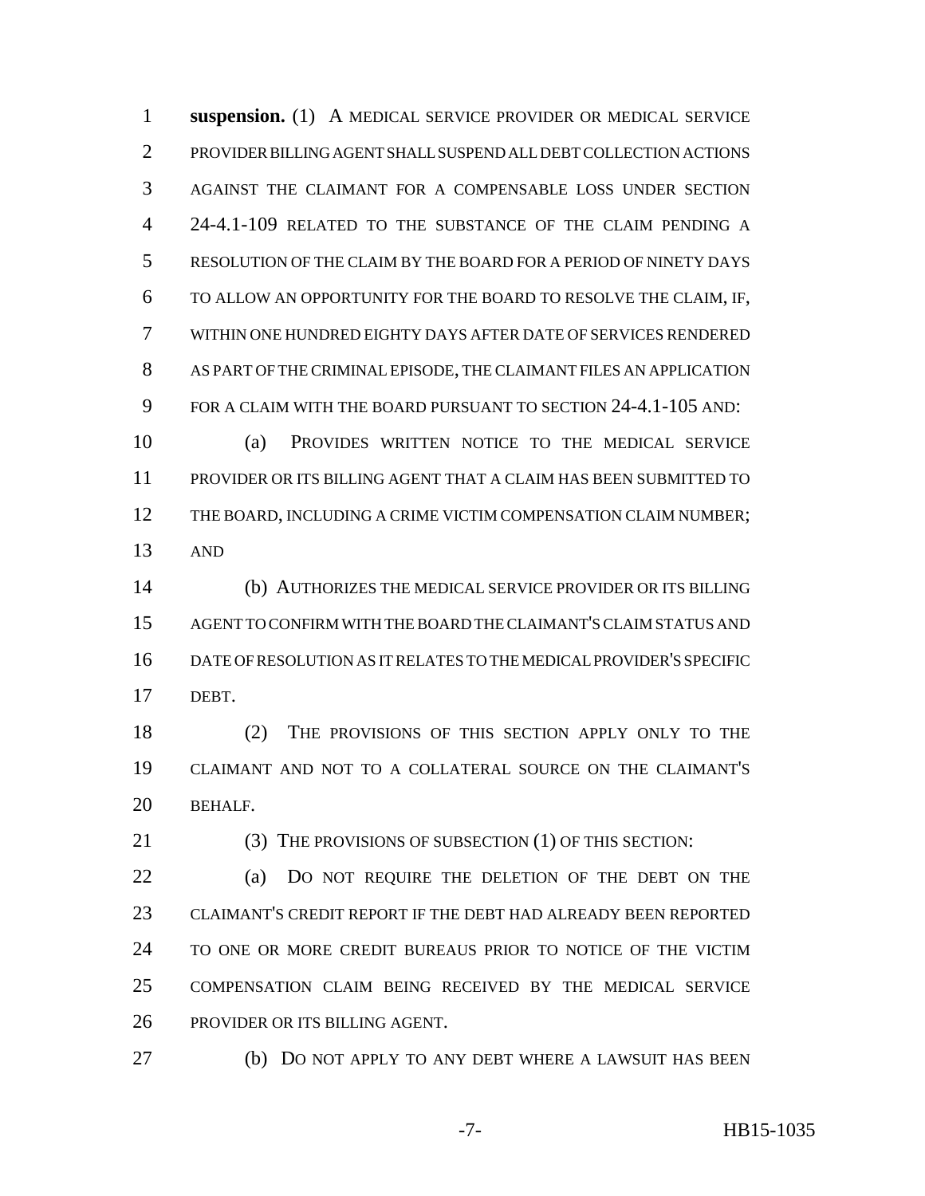**suspension.** (1) A MEDICAL SERVICE PROVIDER OR MEDICAL SERVICE PROVIDER BILLING AGENT SHALL SUSPEND ALL DEBT COLLECTION ACTIONS AGAINST THE CLAIMANT FOR A COMPENSABLE LOSS UNDER SECTION 24-4.1-109 RELATED TO THE SUBSTANCE OF THE CLAIM PENDING A RESOLUTION OF THE CLAIM BY THE BOARD FOR A PERIOD OF NINETY DAYS TO ALLOW AN OPPORTUNITY FOR THE BOARD TO RESOLVE THE CLAIM, IF, WITHIN ONE HUNDRED EIGHTY DAYS AFTER DATE OF SERVICES RENDERED AS PART OF THE CRIMINAL EPISODE, THE CLAIMANT FILES AN APPLICATION FOR A CLAIM WITH THE BOARD PURSUANT TO SECTION 24-4.1-105 AND:

(a) PROVIDES WRITTEN NOTICE TO THE MEDICAL SERVICE PROVIDER OR ITS BILLING AGENT THAT A CLAIM HAS BEEN SUBMITTED TO THE BOARD, INCLUDING A CRIME VICTIM COMPENSATION CLAIM NUMBER; AND

(b) AUTHORIZES THE MEDICAL SERVICE PROVIDER OR ITS BILLING AGENT TO CONFIRM WITH THE BOARD THE CLAIMANT'S CLAIM STATUS AND DATE OF RESOLUTION AS IT RELATES TO THE MEDICAL PROVIDER'S SPECIFIC DEBT.

(2) THE PROVISIONS OF THIS SECTION APPLY ONLY TO THE CLAIMANT AND NOT TO A COLLATERAL SOURCE ON THE CLAIMANT'S BEHALF.

(3) THE PROVISIONS OF SUBSECTION (1) OF THIS SECTION:

(a) DO NOT REQUIRE THE DELETION OF THE DEBT ON THE CLAIMANT'S CREDIT REPORT IF THE DEBT HAD ALREADY BEEN REPORTED TO ONE OR MORE CREDIT BUREAUS PRIOR TO NOTICE OF THE VICTIM COMPENSATION CLAIM BEING RECEIVED BY THE MEDICAL SERVICE PROVIDER OR ITS BILLING AGENT.

(b) DO NOT APPLY TO ANY DEBT WHERE A LAWSUIT HAS BEEN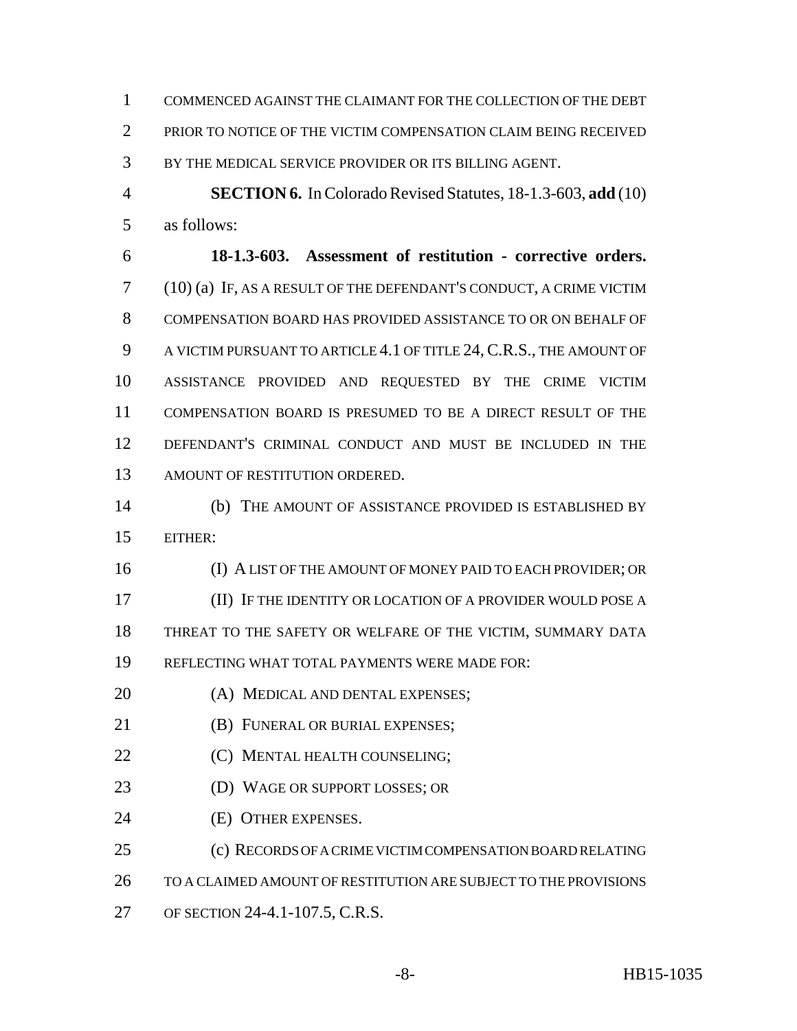COMMENCED AGAINST THE CLAIMANT FOR THE COLLECTION OF THE DEBT PRIOR TO NOTICE OF THE VICTIM COMPENSATION CLAIM BEING RECEIVED BY THE MEDICAL SERVICE PROVIDER OR ITS BILLING AGENT.

**SECTION 6.** In Colorado Revised Statutes, 18-1.3-603, **add** (10) as follows:

**18-1.3-603. Assessment of restitution - corrective orders.** (10) (a) IF, AS A RESULT OF THE DEFENDANT'S CONDUCT, A CRIME VICTIM COMPENSATION BOARD HAS PROVIDED ASSISTANCE TO OR ON BEHALF OF A VICTIM PURSUANT TO ARTICLE 4.1 OF TITLE 24, C.R.S., THE AMOUNT OF ASSISTANCE PROVIDED AND REQUESTED BY THE CRIME VICTIM COMPENSATION BOARD IS PRESUMED TO BE A DIRECT RESULT OF THE DEFENDANT'S CRIMINAL CONDUCT AND MUST BE INCLUDED IN THE AMOUNT OF RESTITUTION ORDERED.

(b) THE AMOUNT OF ASSISTANCE PROVIDED IS ESTABLISHED BY EITHER:

(I) A LIST OF THE AMOUNT OF MONEY PAID TO EACH PROVIDER; OR

(II) IF THE IDENTITY OR LOCATION OF A PROVIDER WOULD POSE A THREAT TO THE SAFETY OR WELFARE OF THE VICTIM, SUMMARY DATA REFLECTING WHAT TOTAL PAYMENTS WERE MADE FOR:

(A) MEDICAL AND DENTAL EXPENSES;

(B) FUNERAL OR BURIAL EXPENSES;

(C) MENTAL HEALTH COUNSELING;

(D) WAGE OR SUPPORT LOSSES; OR

(E) OTHER EXPENSES.

(c) RECORDS OF A CRIME VICTIM COMPENSATION BOARD RELATING TO A CLAIMED AMOUNT OF RESTITUTION ARE SUBJECT TO THE PROVISIONS OF SECTION 24-4.1-107.5, C.R.S.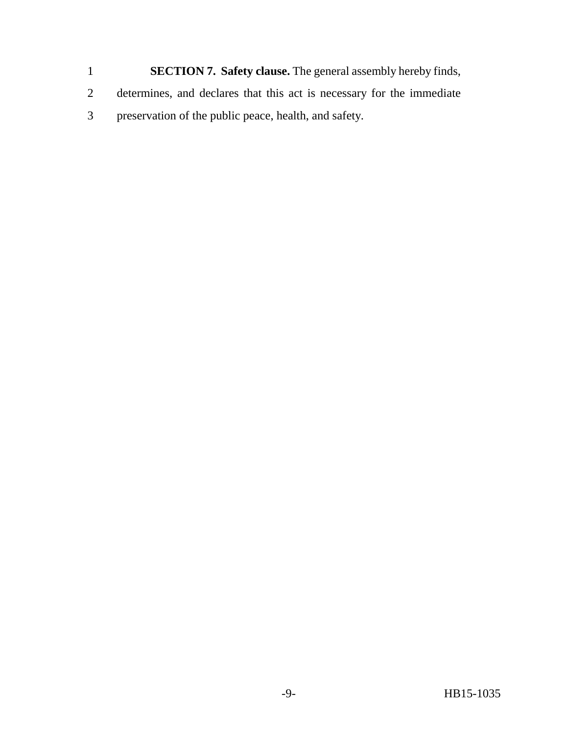**SECTION 7. Safety clause.** The general assembly hereby finds, determines, and declares that this act is necessary for the immediate preservation of the public peace, health, and safety.